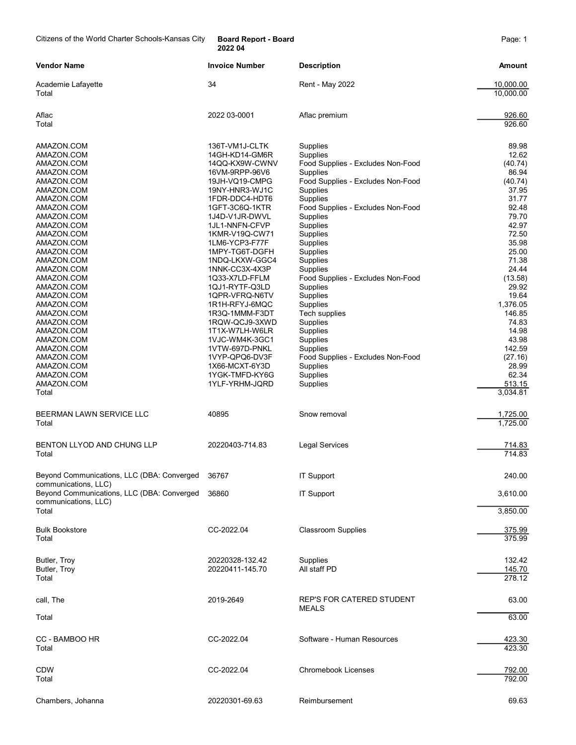Citizens of the World Charter Schools-Kansas City **Board Report - Board 2022 04**

| Vendor Name | Invoice Number | Description | Amount |
|---|---|---|---|
| Academie Lafayette | 34 | Rent - May 2022 | 10,000.00 |
| Total | | | 10,000.00 |
| | | | |
| Aflac | 2022 03-0001 | Aflac premium | 926.60 |
| Total | | | 926.60 |
| | | | |
| AMAZON.COM | 136T-VM1J-CLTK | Supplies | 89.98 |
| AMAZON.COM | 14GH-KD14-GM6R | Supplies | 12.62 |
| AMAZON.COM | 14QQ-KX9W-CWNV | Food Supplies - Excludes Non-Food | (40.74) |
| AMAZON.COM | 16VM-9RPP-96V6 | Supplies | 86.94 |
| AMAZON.COM | 19JH-VQ19-CMPG | Food Supplies - Excludes Non-Food | (40.74) |
| AMAZON.COM | 19NY-HNR3-WJ1C | Supplies | 37.95 |
| AMAZON.COM | 1FDR-DDC4-HDT6 | Supplies | 31.77 |
| AMAZON.COM | 1GFT-3C6Q-1KTR | Food Supplies - Excludes Non-Food | 92.48 |
| AMAZON.COM | 1J4D-V1JR-DWVL | Supplies | 79.70 |
| AMAZON.COM | 1JL1-NNFN-CFVP | Supplies | 42.97 |
| AMAZON.COM | 1KMR-V19Q-CW71 | Supplies | 72.50 |
| AMAZON.COM | 1LM6-YCP3-F77F | Supplies | 35.98 |
| AMAZON.COM | 1MPY-TG6T-DGFH | Supplies | 25.00 |
| AMAZON.COM | 1NDQ-LKXW-GGC4 | Supplies | 71.38 |
| AMAZON.COM | 1NNK-CC3X-4X3P | Supplies | 24.44 |
| AMAZON.COM | 1Q33-X7LD-FFLM | Food Supplies - Excludes Non-Food | (13.58) |
| AMAZON.COM | 1QJ1-RYTF-Q3LD | Supplies | 29.92 |
| AMAZON.COM | 1QPR-VFRQ-N6TV | Supplies | 19.64 |
| AMAZON.COM | 1R1H-RFYJ-6MQC | Supplies | 1,376.05 |
| AMAZON.COM | 1R3Q-1MMM-F3DT | Tech supplies | 146.85 |
| AMAZON.COM | 1RQW-QCJ9-3XWD | Supplies | 74.83 |
| AMAZON.COM | 1T1X-W7LH-W6LR | Supplies | 14.98 |
| AMAZON.COM | 1VJC-WM4K-3GC1 | Supplies | 43.98 |
| AMAZON.COM | 1VTW-697D-PNKL | Supplies | 142.59 |
| AMAZON.COM | 1VYP-QPQ6-DV3F | Food Supplies - Excludes Non-Food | (27.16) |
| AMAZON.COM | 1X66-MCXT-6Y3D | Supplies | 28.99 |
| AMAZON.COM | 1YGK-TMFD-KY6G | Supplies | 62.34 |
| AMAZON.COM | 1YLF-YRHM-JQRD | Supplies | 513.15 |
| Total | | | 3,034.81 |
| | | | |
| BEERMAN LAWN SERVICE LLC | 40895 | Snow removal | 1,725.00 |
| Total | | | 1,725.00 |
| | | | |
| BENTON LLYOD AND CHUNG LLP | 20220403-714.83 | Legal Services | 714.83 |
| Total | | | 714.83 |
| | | | |
| Beyond Communications, LLC (DBA: Converged communications, LLC) | 36767 | IT Support | 240.00 |
| Beyond Communications, LLC (DBA: Converged communications, LLC) | 36860 | IT Support | 3,610.00 |
| Total | | | 3,850.00 |
| | | | |
| Bulk Bookstore | CC-2022.04 | Classroom Supplies | 375.99 |
| Total | | | 375.99 |
| | | | |
| Butler, Troy | 20220328-132.42 | Supplies | 132.42 |
| Butler, Troy | 20220411-145.70 | All staff PD | 145.70 |
| Total | | | 278.12 |
| | | | |
| call, The | 2019-2649 | REP'S FOR CATERED STUDENT MEALS | 63.00 |
| Total | | | 63.00 |
| | | | |
| CC - BAMBOO HR | CC-2022.04 | Software - Human Resources | 423.30 |
| Total | | | 423.30 |
| | | | |
| CDW | CC-2022.04 | Chromebook Licenses | 792.00 |
| Total | | | 792.00 |
| | | | |
| Chambers, Johanna | 20220301-69.63 | Reimbursement | 69.63 |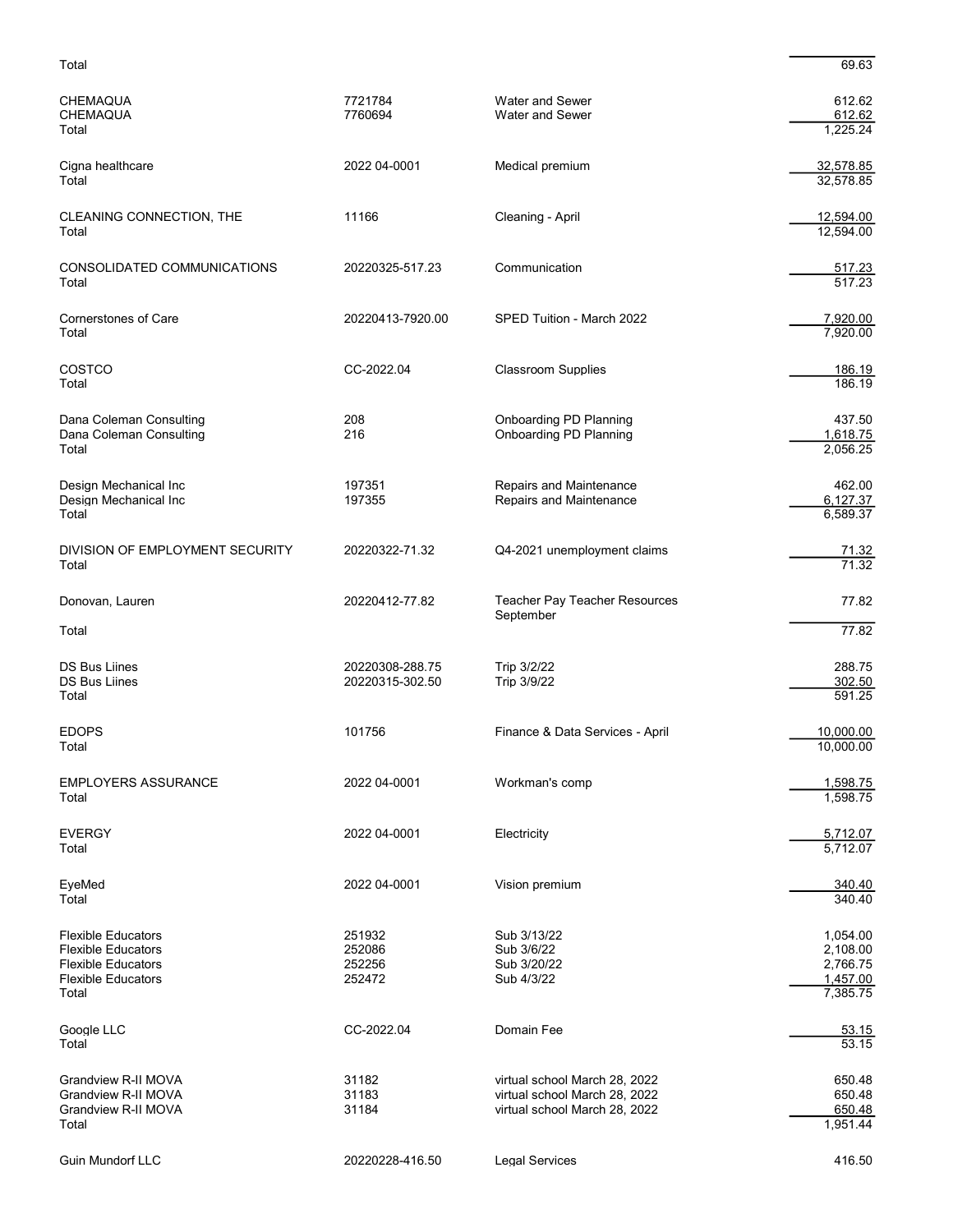| Vendor | Invoice | Description | Amount |
|---|---|---|---|
| Total | | | 69.63 |
| CHEMAQUA | 7721784 | Water and Sewer | 612.62 |
| CHEMAQUA | 7760694 | Water and Sewer | 612.62 |
| Total | | | 1,225.24 |
| Cigna healthcare | 2022 04-0001 | Medical premium | 32,578.85 |
| Total | | | 32,578.85 |
| CLEANING CONNECTION, THE | 11166 | Cleaning - April | 12,594.00 |
| Total | | | 12,594.00 |
| CONSOLIDATED COMMUNICATIONS | 20220325-517.23 | Communication | 517.23 |
| Total | | | 517.23 |
| Cornerstones of Care | 20220413-7920.00 | SPED Tuition - March 2022 | 7,920.00 |
| Total | | | 7,920.00 |
| COSTCO | CC-2022.04 | Classroom Supplies | 186.19 |
| Total | | | 186.19 |
| Dana Coleman Consulting | 208 | Onboarding PD Planning | 437.50 |
| Dana Coleman Consulting | 216 | Onboarding PD Planning | 1,618.75 |
| Total | | | 2,056.25 |
| Design Mechanical Inc | 197351 | Repairs and Maintenance | 462.00 |
| Design Mechanical Inc | 197355 | Repairs and Maintenance | 6,127.37 |
| Total | | | 6,589.37 |
| DIVISION OF EMPLOYMENT SECURITY | 20220322-71.32 | Q4-2021 unemployment claims | 71.32 |
| Total | | | 71.32 |
| Donovan, Lauren | 20220412-77.82 | Teacher Pay Teacher Resources September | 77.82 |
| Total | | | 77.82 |
| DS Bus Liines | 20220308-288.75 | Trip 3/2/22 | 288.75 |
| DS Bus Liines | 20220315-302.50 | Trip 3/9/22 | 302.50 |
| Total | | | 591.25 |
| EDOPS | 101756 | Finance & Data Services - April | 10,000.00 |
| Total | | | 10,000.00 |
| EMPLOYERS ASSURANCE | 2022 04-0001 | Workman's comp | 1,598.75 |
| Total | | | 1,598.75 |
| EVERGY | 2022 04-0001 | Electricity | 5,712.07 |
| Total | | | 5,712.07 |
| EyeMed | 2022 04-0001 | Vision premium | 340.40 |
| Total | | | 340.40 |
| Flexible Educators | 251932 | Sub 3/13/22 | 1,054.00 |
| Flexible Educators | 252086 | Sub 3/6/22 | 2,108.00 |
| Flexible Educators | 252256 | Sub 3/20/22 | 2,766.75 |
| Flexible Educators | 252472 | Sub 4/3/22 | 1,457.00 |
| Total | | | 7,385.75 |
| Google LLC | CC-2022.04 | Domain Fee | 53.15 |
| Total | | | 53.15 |
| Grandview R-II MOVA | 31182 | virtual school March 28, 2022 | 650.48 |
| Grandview R-II MOVA | 31183 | virtual school March 28, 2022 | 650.48 |
| Grandview R-II MOVA | 31184 | virtual school March 28, 2022 | 650.48 |
| Total | | | 1,951.44 |
| Guin Mundorf LLC | 20220228-416.50 | Legal Services | 416.50 |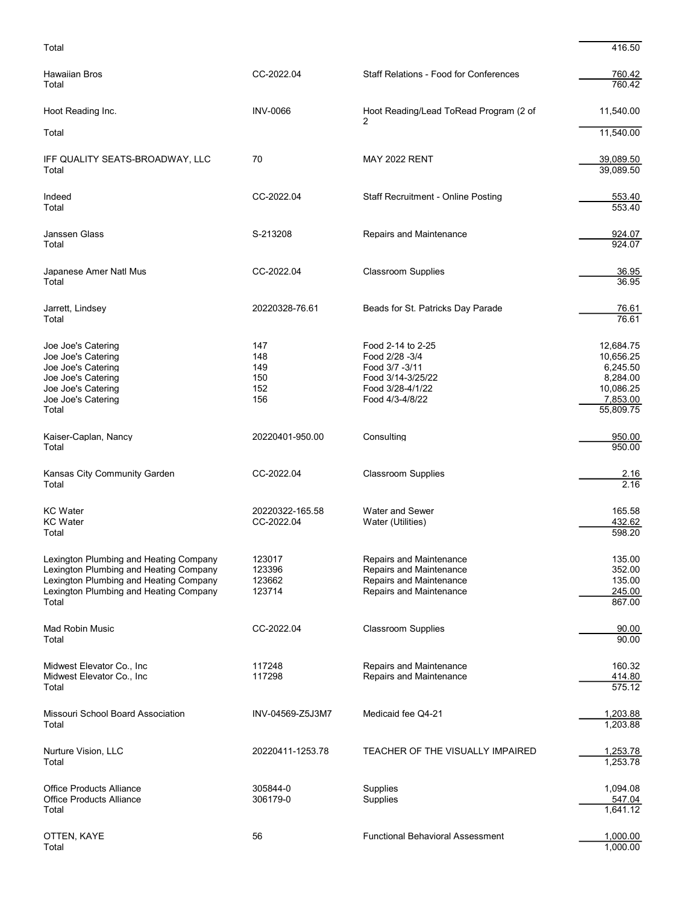| Vendor | Invoice | Description | Amount |
|---|---|---|---|
| Total | | | 416.50 |
| Hawaiian Bros | CC-2022.04 | Staff Relations - Food for Conferences | 760.42 |
| Total | | | 760.42 |
| Hoot Reading Inc. | INV-0066 | Hoot Reading/Lead ToRead Program (2 of 2 | 11,540.00 |
| Total | | | 11,540.00 |
| IFF QUALITY SEATS-BROADWAY, LLC | 70 | MAY 2022 RENT | 39,089.50 |
| Total | | | 39,089.50 |
| Indeed | CC-2022.04 | Staff Recruitment - Online Posting | 553.40 |
| Total | | | 553.40 |
| Janssen Glass | S-213208 | Repairs and Maintenance | 924.07 |
| Total | | | 924.07 |
| Japanese Amer Natl Mus | CC-2022.04 | Classroom Supplies | 36.95 |
| Total | | | 36.95 |
| Jarrett, Lindsey | 20220328-76.61 | Beads for St. Patricks Day Parade | 76.61 |
| Total | | | 76.61 |
| Joe Joe's Catering | 147 | Food 2-14 to 2-25 | 12,684.75 |
| Joe Joe's Catering | 148 | Food 2/28 -3/4 | 10,656.25 |
| Joe Joe's Catering | 149 | Food 3/7 -3/11 | 6,245.50 |
| Joe Joe's Catering | 150 | Food 3/14-3/25/22 | 8,284.00 |
| Joe Joe's Catering | 152 | Food 3/28-4/1/22 | 10,086.25 |
| Joe Joe's Catering | 156 | Food 4/3-4/8/22 | 7,853.00 |
| Total | | | 55,809.75 |
| Kaiser-Caplan, Nancy | 20220401-950.00 | Consulting | 950.00 |
| Total | | | 950.00 |
| Kansas City Community Garden | CC-2022.04 | Classroom Supplies | 2.16 |
| Total | | | 2.16 |
| KC Water | 20220322-165.58 | Water and Sewer | 165.58 |
| KC Water | CC-2022.04 | Water (Utilities) | 432.62 |
| Total | | | 598.20 |
| Lexington Plumbing and Heating Company | 123017 | Repairs and Maintenance | 135.00 |
| Lexington Plumbing and Heating Company | 123396 | Repairs and Maintenance | 352.00 |
| Lexington Plumbing and Heating Company | 123662 | Repairs and Maintenance | 135.00 |
| Lexington Plumbing and Heating Company | 123714 | Repairs and Maintenance | 245.00 |
| Total | | | 867.00 |
| Mad Robin Music | CC-2022.04 | Classroom Supplies | 90.00 |
| Total | | | 90.00 |
| Midwest Elevator Co., Inc | 117248 | Repairs and Maintenance | 160.32 |
| Midwest Elevator Co., Inc | 117298 | Repairs and Maintenance | 414.80 |
| Total | | | 575.12 |
| Missouri School Board Association | INV-04569-Z5J3M7 | Medicaid fee Q4-21 | 1,203.88 |
| Total | | | 1,203.88 |
| Nurture Vision, LLC | 20220411-1253.78 | TEACHER OF THE VISUALLY IMPAIRED | 1,253.78 |
| Total | | | 1,253.78 |
| Office Products Alliance | 305844-0 | Supplies | 1,094.08 |
| Office Products Alliance | 306179-0 | Supplies | 547.04 |
| Total | | | 1,641.12 |
| OTTEN, KAYE | 56 | Functional Behavioral Assessment | 1,000.00 |
| Total | | | 1,000.00 |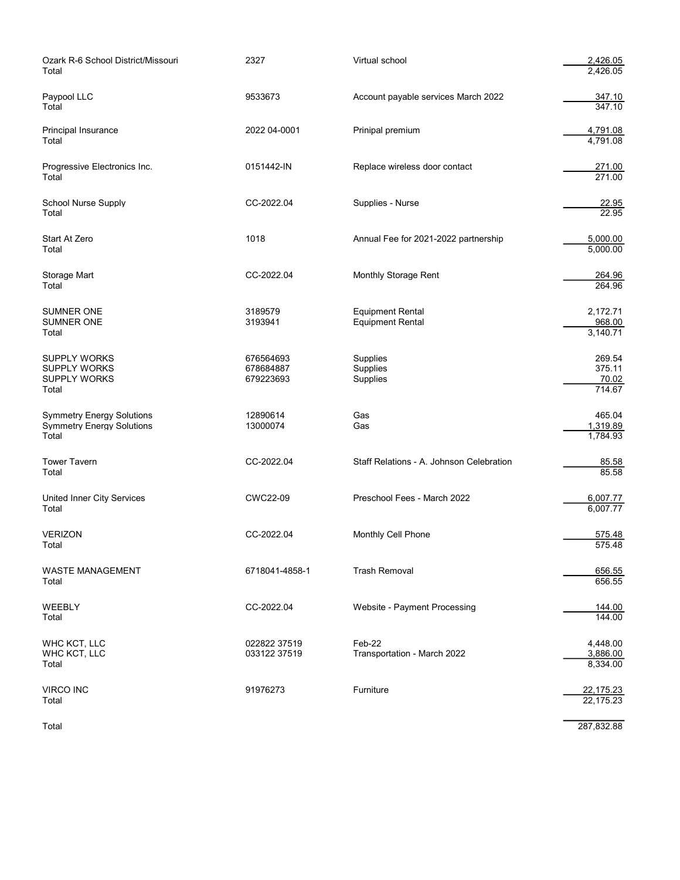| | | | |
|---|---|---|---|
| Ozark R-6 School District/Missouri | 2327 | Virtual school | 2,426.05 |
| Total | | | 2,426.05 |
| Paypool LLC | 9533673 | Account payable services March 2022 | 347.10 |
| Total | | | 347.10 |
| Principal Insurance | 2022 04-0001 | Prinipal premium | 4,791.08 |
| Total | | | 4,791.08 |
| Progressive Electronics Inc. | 0151442-IN | Replace wireless door contact | 271.00 |
| Total | | | 271.00 |
| School Nurse Supply | CC-2022.04 | Supplies - Nurse | 22.95 |
| Total | | | 22.95 |
| Start At Zero | 1018 | Annual Fee for 2021-2022 partnership | 5,000.00 |
| Total | | | 5,000.00 |
| Storage Mart | CC-2022.04 | Monthly Storage Rent | 264.96 |
| Total | | | 264.96 |
| SUMNER ONE | 3189579 | Equipment Rental | 2,172.71 |
| SUMNER ONE | 3193941 | Equipment Rental | 968.00 |
| Total | | | 3,140.71 |
| SUPPLY WORKS | 676564693 | Supplies | 269.54 |
| SUPPLY WORKS | 678684887 | Supplies | 375.11 |
| SUPPLY WORKS | 679223693 | Supplies | 70.02 |
| Total | | | 714.67 |
| Symmetry Energy Solutions | 12890614 | Gas | 465.04 |
| Symmetry Energy Solutions | 13000074 | Gas | 1,319.89 |
| Total | | | 1,784.93 |
| Tower Tavern | CC-2022.04 | Staff Relations - A. Johnson Celebration | 85.58 |
| Total | | | 85.58 |
| United Inner City Services | CWC22-09 | Preschool Fees - March 2022 | 6,007.77 |
| Total | | | 6,007.77 |
| VERIZON | CC-2022.04 | Monthly Cell Phone | 575.48 |
| Total | | | 575.48 |
| WASTE MANAGEMENT | 6718041-4858-1 | Trash Removal | 656.55 |
| Total | | | 656.55 |
| WEEBLY | CC-2022.04 | Website - Payment Processing | 144.00 |
| Total | | | 144.00 |
| WHC KCT, LLC | 022822 37519 | Feb-22 | 4,448.00 |
| WHC KCT, LLC | 033122 37519 | Transportation - March 2022 | 3,886.00 |
| Total | | | 8,334.00 |
| VIRCO INC | 91976273 | Furniture | 22,175.23 |
| Total | | | 22,175.23 |
| Total | | | 287,832.88 |